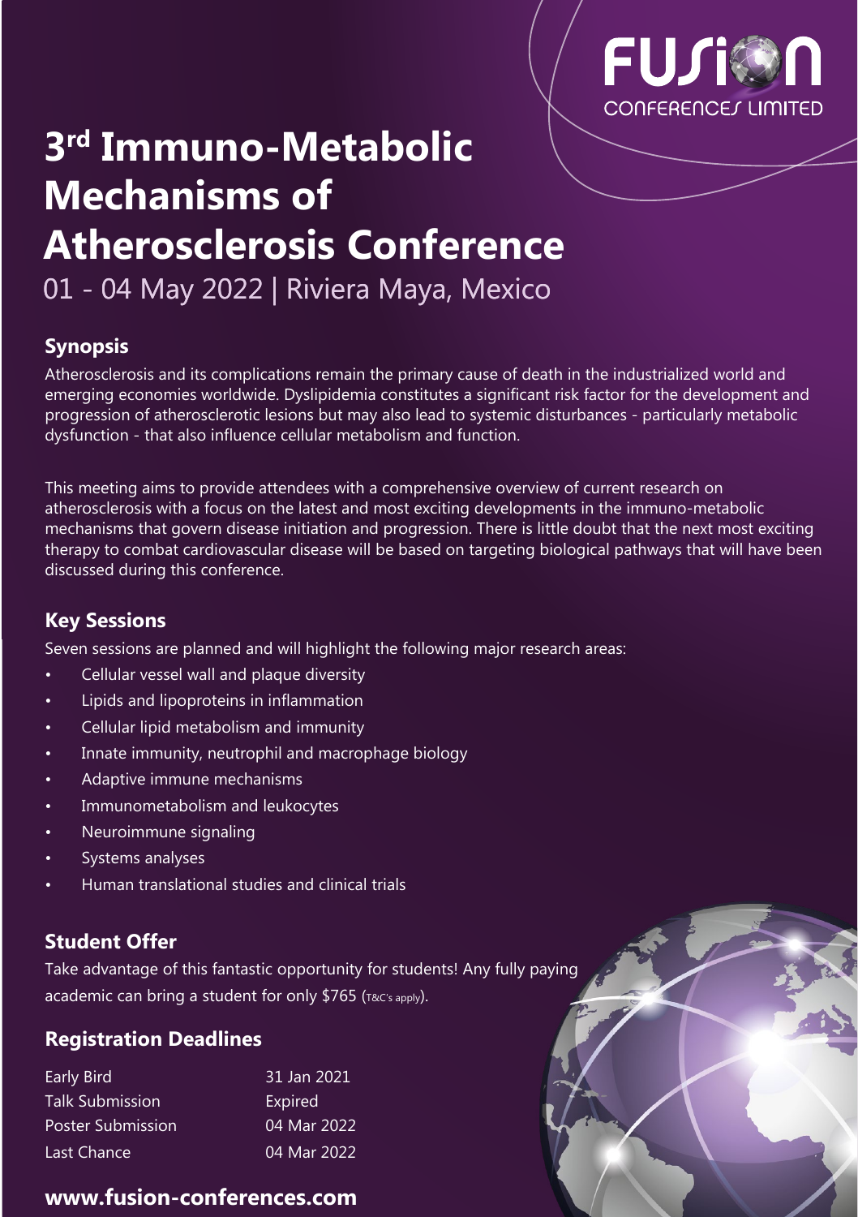FUSION CONFERENCES LIMITED

# 3rd Immuno-Metabolic Mechanisms of Atherosclerosis Conference

01 - 04 May 2022 | Riviera Maya, Mexico

## Synopsis

Atherosclerosis and its complications remain the primary cause of death in the industrialized world and emerging economies worldwide. Dyslipidemia constitutes a significant risk factor for the development and progression of atherosclerotic lesions but may also lead to systemic disturbances - particularly metabolic dysfunction - that also influence cellular metabolism and function.

This meeting aims to provide attendees with a comprehensive overview of current research on atherosclerosis with a focus on the latest and most exciting developments in the immuno-metabolic mechanisms that govern disease initiation and progression. There is little doubt that the next most exciting therapy to combat cardiovascular disease will be based on targeting biological pathways that will have been discussed during this conference.

## Key Sessions

Seven sessions are planned and will highlight the following major research areas:

- Cellular vessel wall and plaque diversity
- Lipids and lipoproteins in inflammation
- Cellular lipid metabolism and immunity
- Innate immunity, neutrophil and macrophage biology
- Adaptive immune mechanisms
- Immunometabolism and leukocytes
- Neuroimmune signaling
- Systems analyses
- Human translational studies and clinical trials

## Student Offer

Take advantage of this fantastic opportunity for students! Any fully paying academic can bring a student for only $765 (T&C's apply).

## Registration Deadlines

| | |
|---|---|
| Early Bird | 31 Jan 2021 |
| Talk Submission | Expired |
| Poster Submission | 04 Mar 2022 |
| Last Chance | 04 Mar 2022 |

**www.fusion-conferences.com**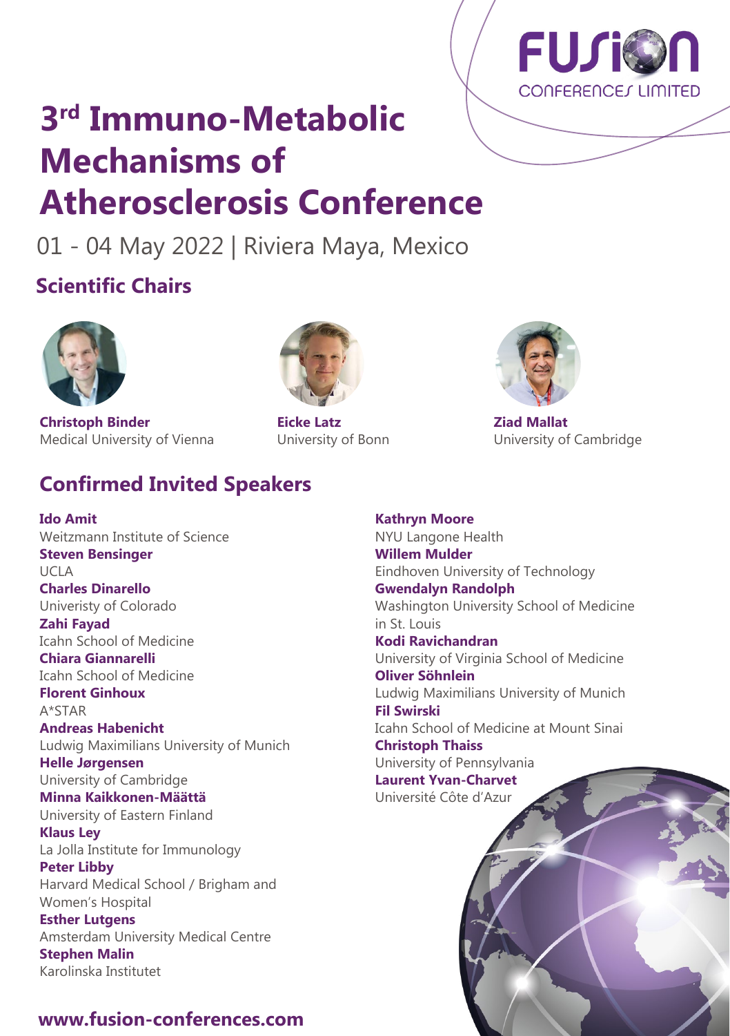FUSION CONFERENCES LIMITED

# 3rd Immuno-Metabolic Mechanisms of Atherosclerosis Conference

01 - 04 May 2022 | Riviera Maya, Mexico

## Scientific Chairs

**Christoph Binder**
Medical University of Vienna

**Eicke Latz**
University of Bonn

**Ziad Mallat**
University of Cambridge

## Confirmed Invited Speakers

**Ido Amit**
Weitzmann Institute of Science

**Steven Bensinger**
UCLA

**Charles Dinarello**
Univeristy of Colorado

**Zahi Fayad**
Icahn School of Medicine

**Chiara Giannarelli**
Icahn School of Medicine

**Florent Ginhoux**
A*STAR

**Andreas Habenicht**
Ludwig Maximilians University of Munich

**Helle Jørgensen**
University of Cambridge

**Minna Kaikkonen-Määttä**
University of Eastern Finland

**Klaus Ley**
La Jolla Institute for Immunology

**Peter Libby**
Harvard Medical School / Brigham and Women's Hospital

**Esther Lutgens**
Amsterdam University Medical Centre

**Stephen Malin**
Karolinska Institutet

**Kathryn Moore**
NYU Langone Health

**Willem Mulder**
Eindhoven University of Technology

**Gwendalyn Randolph**
Washington University School of Medicine in St. Louis

**Kodi Ravichandran**
University of Virginia School of Medicine

**Oliver Söhnlein**
Ludwig Maximilians University of Munich

**Fil Swirski**
Icahn School of Medicine at Mount Sinai

**Christoph Thaiss**
University of Pennsylvania

**Laurent Yvan-Charvet**
Université Côte d'Azur

**www.fusion-conferences.com**